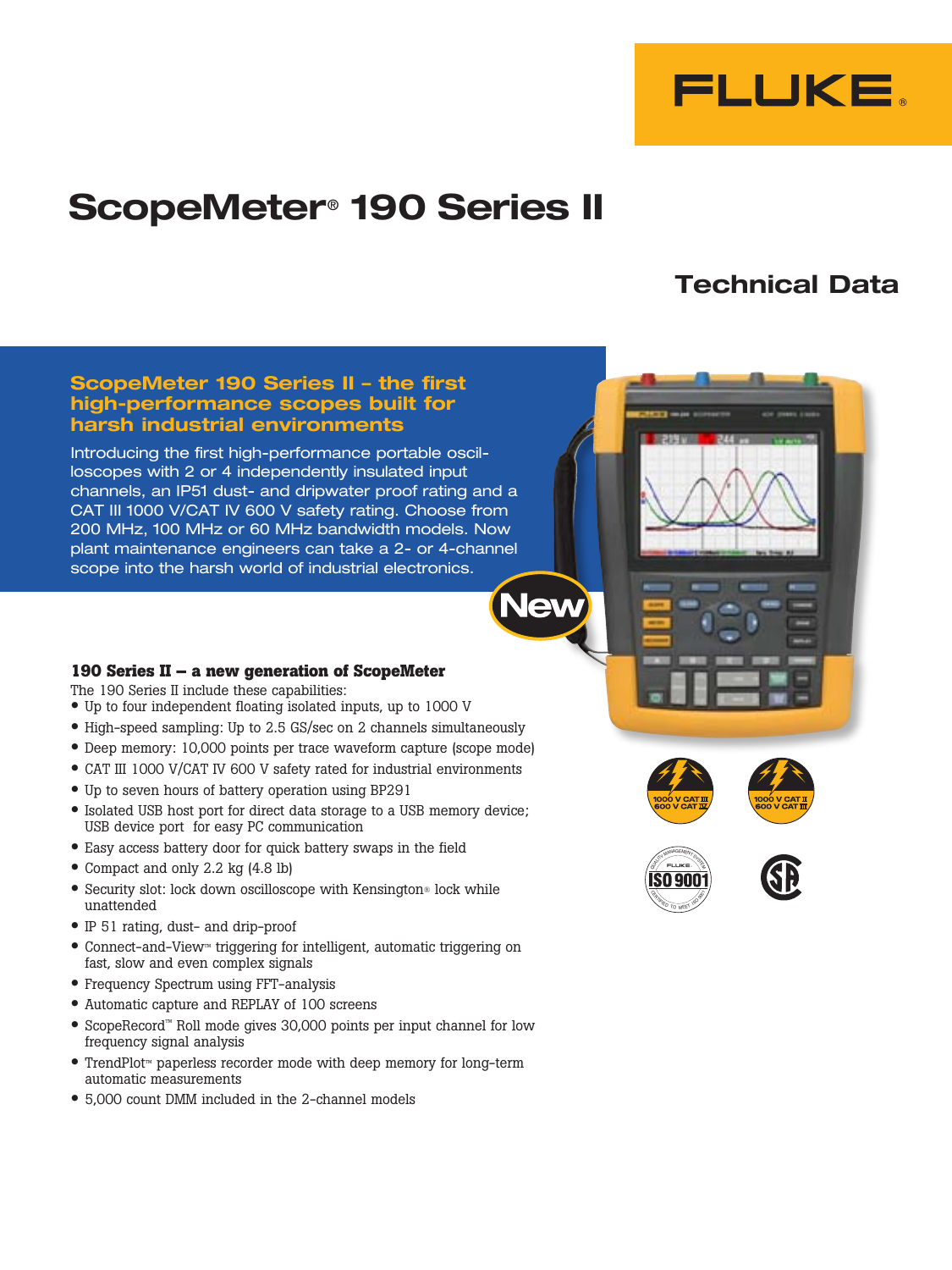FLUKE

# ScopeMeter® 190 Series II

## Technical Data

### ScopeMeter 190 Series II – the first high-performance scopes built for harsh industrial environments

Introducing the first high-performance portable oscilloscopes with 2 or 4 independently insulated input channels, an IP51 dust- and dripwater proof rating and a CAT III 1000 V/CAT IV 600 V safety rating. Choose from 200 MHz, 100 MHz or 60 MHz bandwidth models. Now plant maintenance engineers can take a 2- or 4-channel scope into the harsh world of industrial electronics.

New

### 190 Series II – a new generation of ScopeMeter

The 190 Series II include these capabilities:

- Up to four independent floating isolated inputs, up to 1000 V
- High-speed sampling: Up to 2.5 GS/sec on 2 channels simultaneously
- Deep memory: 10,000 points per trace waveform capture (scope mode)
- CAT III 1000 V/CAT IV 600 V safety rated for industrial environments
- Up to seven hours of battery operation using BP291
- Isolated USB host port for direct data storage to a USB memory device; USB device port for easy PC communication
- Easy access battery door for quick battery swaps in the field
- Compact and only 2.2 kg (4.8 lb)
- Security slot: lock down oscilloscope with Kensington® lock while unattended
- IP 51 rating, dust- and drip-proof
- Connect-and-View™ triggering for intelligent, automatic triggering on fast, slow and even complex signals
- Frequency Spectrum using FFT-analysis
- Automatic capture and REPLAY of 100 screens
- ScopeRecord™ Roll mode gives 30,000 points per input channel for low frequency signal analysis
- TrendPlot™ paperless recorder mode with deep memory for long-term automatic measurements
- 5,000 count DMM included in the 2-channel models

1000 V CAT III 600 V CAT IV

1000 V CAT II 600 V CAT III

ISO 9001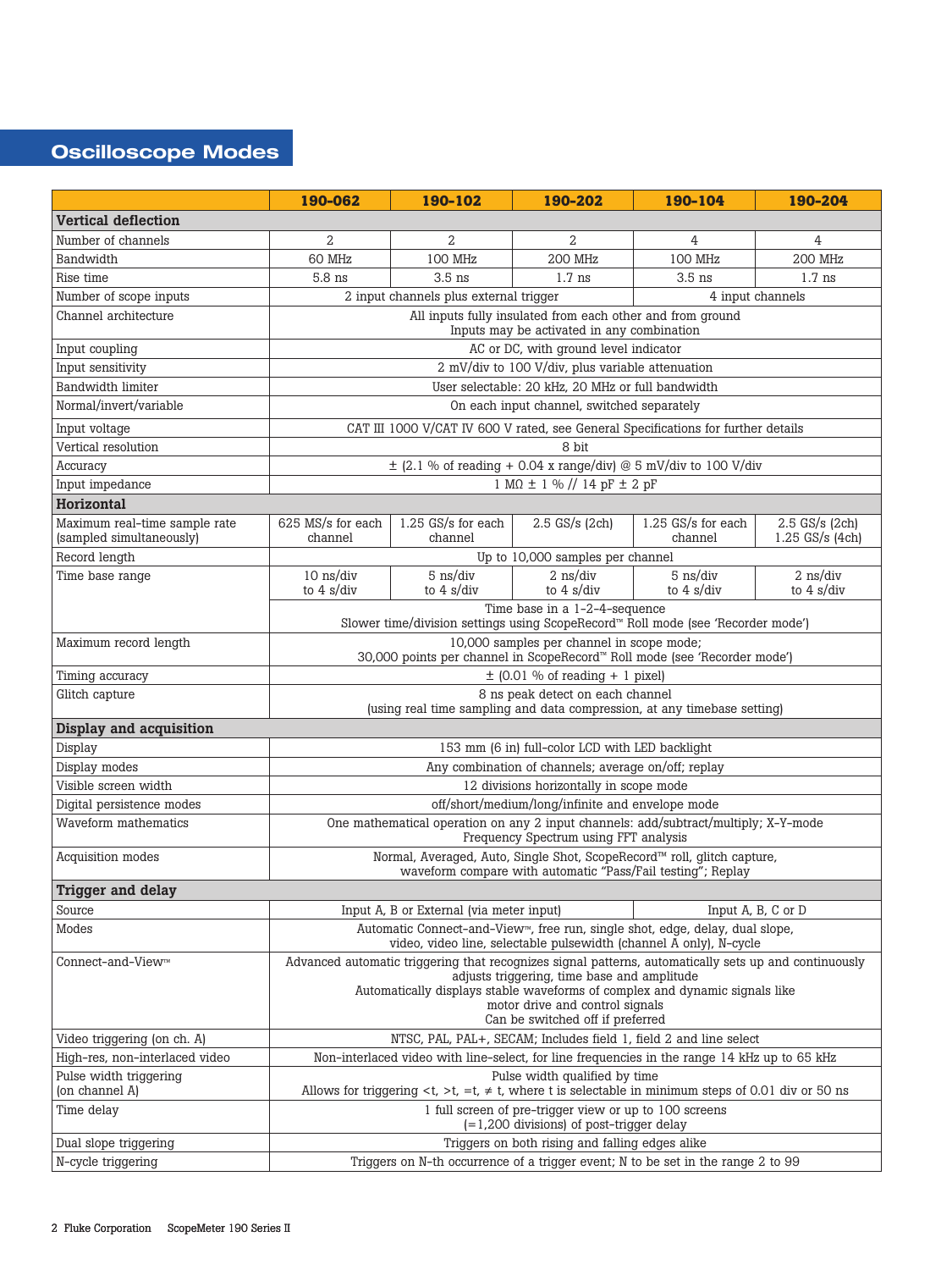## Oscilloscope Modes

| | 190-062 | 190-102 | 190-202 | 190-104 | 190-204 |
|---|---|---|---|---|---|
| **Vertical deflection** | | | | | |
| Number of channels | 2 | 2 | 2 | 4 | 4 |
| Bandwidth | 60 MHz | 100 MHz | 200 MHz | 100 MHz | 200 MHz |
| Rise time | 5.8 ns | 3.5 ns | 1.7 ns | 3.5 ns | 1.7 ns |
| Number of scope inputs | 2 input channels plus external trigger | | | 4 input channels | |
| Channel architecture | All inputs fully insulated from each other and from ground<br>Inputs may be activated in any combination | | | | |
| Input coupling | AC or DC, with ground level indicator | | | | |
| Input sensitivity | 2 mV/div to 100 V/div, plus variable attenuation | | | | |
| Bandwidth limiter | User selectable: 20 kHz, 20 MHz or full bandwidth | | | | |
| Normal/invert/variable | On each input channel, switched separately | | | | |
| Input voltage | CAT III 1000 V/CAT IV 600 V rated, see General Specifications for further details | | | | |
| Vertical resolution | 8 bit | | | | |
| Accuracy | ± (2.1 % of reading + 0.04 x range/div) @ 5 mV/div to 100 V/div | | | | |
| Input impedance | 1 MΩ ± 1 % // 14 pF ± 2 pF | | | | |
| **Horizontal** | | | | | |
| Maximum real-time sample rate (sampled simultaneously) | 625 MS/s for each channel | 1.25 GS/s for each channel | 2.5 GS/s (2ch) | 1.25 GS/s for each channel | 2.5 GS/s (2ch)<br>1.25 GS/s (4ch) |
| Record length | Up to 10,000 samples per channel | | | | |
| Time base range | 10 ns/div to 4 s/div | 5 ns/div to 4 s/div | 2 ns/div to 4 s/div | 5 ns/div to 4 s/div | 2 ns/div to 4 s/div |
| | Time base in a 1-2-4-sequence<br>Slower time/division settings using ScopeRecord™ Roll mode (see 'Recorder mode') | | | | |
| Maximum record length | 10,000 samples per channel in scope mode;<br>30,000 points per channel in ScopeRecord™ Roll mode (see 'Recorder mode') | | | | |
| Timing accuracy | ± (0.01 % of reading + 1 pixel) | | | | |
| Glitch capture | 8 ns peak detect on each channel<br>(using real time sampling and data compression, at any timebase setting) | | | | |
| **Display and acquisition** | | | | | |
| Display | 153 mm (6 in) full-color LCD with LED backlight | | | | |
| Display modes | Any combination of channels; average on/off; replay | | | | |
| Visible screen width | 12 divisions horizontally in scope mode | | | | |
| Digital persistence modes | off/short/medium/long/infinite and envelope mode | | | | |
| Waveform mathematics | One mathematical operation on any 2 input channels: add/subtract/multiply; X-Y-mode<br>Frequency Spectrum using FFT analysis | | | | |
| Acquisition modes | Normal, Averaged, Auto, Single Shot, ScopeRecord™ roll, glitch capture, waveform compare with automatic "Pass/Fail testing"; Replay | | | | |
| **Trigger and delay** | | | | | |
| Source | Input A, B or External (via meter input) | | | Input A, B, C or D | |
| Modes | Automatic Connect-and-View™, free run, single shot, edge, delay, dual slope, video, video line, selectable pulsewidth (channel A only), N-cycle | | | | |
| Connect-and-View™ | Advanced automatic triggering that recognizes signal patterns, automatically sets up and continuously adjusts triggering, time base and amplitude<br>Automatically displays stable waveforms of complex and dynamic signals like motor drive and control signals<br>Can be switched off if preferred | | | | |
| Video triggering (on ch. A) | NTSC, PAL, PAL+, SECAM; Includes field 1, field 2 and line select | | | | |
| High-res, non-interlaced video | Non-interlaced video with line-select, for line frequencies in the range 14 kHz up to 65 kHz | | | | |
| Pulse width triggering (on channel A) | Pulse width qualified by time<br>Allows for triggering <t, >t, =t, ≠ t, where t is selectable in minimum steps of 0.01 div or 50 ns | | | | |
| Time delay | 1 full screen of pre-trigger view or up to 100 screens (=1,200 divisions) of post-trigger delay | | | | |
| Dual slope triggering | Triggers on both rising and falling edges alike | | | | |
| N-cycle triggering | Triggers on N-th occurrence of a trigger event; N to be set in the range 2 to 99 | | | | |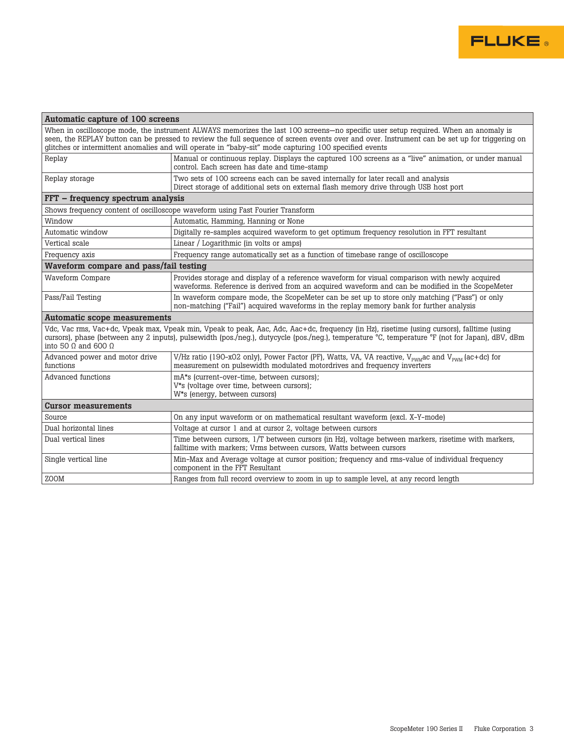| | |
|---|---|
| **Automatic capture of 100 screens** | |
| When in oscilloscope mode, the instrument ALWAYS memorizes the last 100 screens—no specific user setup required. When an anomaly is seen, the REPLAY button can be pressed to review the full sequence of screen events over and over. Instrument can be set up for triggering on glitches or intermittent anomalies and will operate in "baby-sit" mode capturing 100 specified events | |
| Replay | Manual or continuous replay. Displays the captured 100 screens as a "live" animation, or under manual control. Each screen has date and time-stamp |
| Replay storage | Two sets of 100 screens each can be saved internally for later recall and analysis<br>Direct storage of additional sets on external flash memory drive through USB host port |
| **FFT – frequency spectrum analysis** | |
| Shows frequency content of oscilloscope waveform using Fast Fourier Transform | |
| Window | Automatic, Hamming, Hanning or None |
| Automatic window | Digitally re-samples acquired waveform to get optimum frequency resolution in FFT resultant |
| Vertical scale | Linear / Logarithmic (in volts or amps) |
| Frequency axis | Frequency range automatically set as a function of timebase range of oscilloscope |
| **Waveform compare and pass/fail testing** | |
| Waveform Compare | Provides storage and display of a reference waveform for visual comparison with newly acquired waveforms. Reference is derived from an acquired waveform and can be modified in the ScopeMeter |
| Pass/Fail Testing | In waveform compare mode, the ScopeMeter can be set up to store only matching ("Pass") or only non-matching ("Fail") acquired waveforms in the replay memory bank for further analysis |
| **Automatic scope measurements** | |
| Vdc, Vac rms, Vac+dc, Vpeak max, Vpeak min, Vpeak to peak, Aac, Adc, Aac+dc, frequency (in Hz), risetime (using cursors), falltime (using cursors), phase (between any 2 inputs), pulsewidth (pos./neg.), dutycycle (pos./neg.), temperature °C, temperature °F (not for Japan), dBV, dBm into 50 Ω and 600 Ω | |
| Advanced power and motor drive functions | V/Hz ratio (190-x02 only), Power Factor (PF), Watts, VA, VA reactive, $V_{PWM}$ac and $V_{PWM}$ (ac+dc) for measurement on pulsewidth modulated motordrives and frequency inverters |
| Advanced functions | mA*s (current-over-time, between cursors);<br>V*s (voltage over time, between cursors);<br>W*s (energy, between cursors) |
| **Cursor measurements** | |
| Source | On any input waveform or on mathematical resultant waveform (excl. X-Y-mode) |
| Dual horizontal lines | Voltage at cursor 1 and at cursor 2, voltage between cursors |
| Dual vertical lines | Time between cursors, 1/T between cursors (in Hz), voltage between markers, risetime with markers, falltime with markers; Vrms between cursors, Watts between cursors |
| Single vertical line | Min-Max and Average voltage at cursor position; frequency and rms-value of individual frequency component in the FFT Resultant |
| ZOOM | Ranges from full record overview to zoom in up to sample level, at any record length |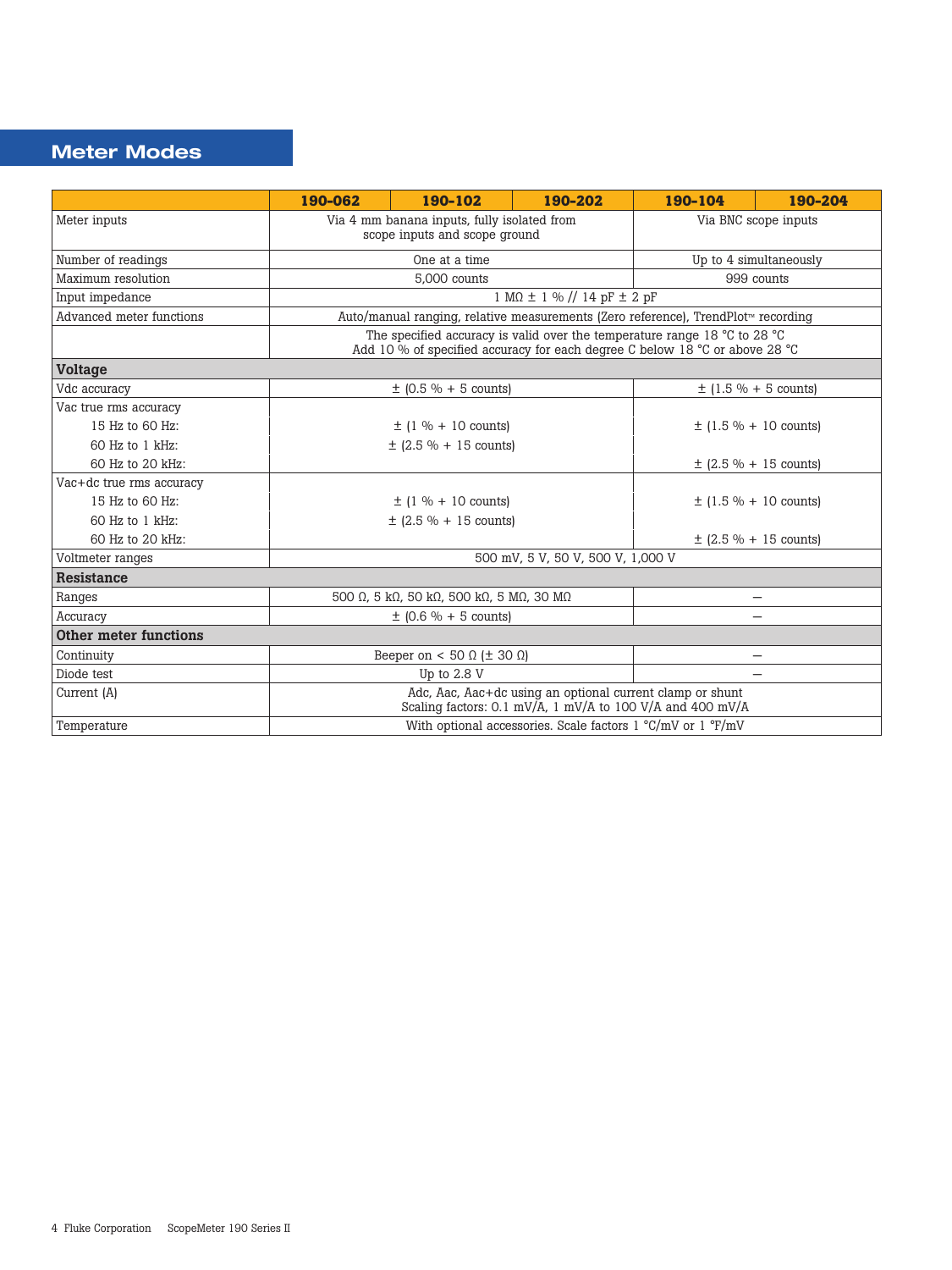## Meter Modes

| | 190-062 | 190-102 | 190-202 | 190-104 | 190-204 |
|---|---|---|---|---|---|
| Meter inputs | Via 4 mm banana inputs, fully isolated from scope inputs and scope ground | | | Via BNC scope inputs | |
| Number of readings | One at a time | | | Up to 4 simultaneously | |
| Maximum resolution | 5,000 counts | | | 999 counts | |
| Input impedance | 1 MΩ ± 1 % // 14 pF ± 2 pF | | | | |
| Advanced meter functions | Auto/manual ranging, relative measurements (Zero reference), TrendPlot™ recording | | | | |
| | The specified accuracy is valid over the temperature range 18 °C to 28 °C<br>Add 10 % of specified accuracy for each degree C below 18 °C or above 28 °C | | | | |
| **Voltage** | | | | | |
| Vdc accuracy | ± (0.5 % + 5 counts) | | | ± (1.5 % + 5 counts) | |
| Vac true rms accuracy | | | | | |
| 15 Hz to 60 Hz: | ± (1 % + 10 counts) | | | ± (1.5 % + 10 counts) | |
| 60 Hz to 1 kHz: | ± (2.5 % + 15 counts) | | | | |
| 60 Hz to 20 kHz: | | | | ± (2.5 % + 15 counts) | |
| Vac+dc true rms accuracy | | | | | |
| 15 Hz to 60 Hz: | ± (1 % + 10 counts) | | | ± (1.5 % + 10 counts) | |
| 60 Hz to 1 kHz: | ± (2.5 % + 15 counts) | | | | |
| 60 Hz to 20 kHz: | | | | ± (2.5 % + 15 counts) | |
| Voltmeter ranges | 500 mV, 5 V, 50 V, 500 V, 1,000 V | | | | |
| **Resistance** | | | | | |
| Ranges | 500 Ω, 5 kΩ, 50 kΩ, 500 kΩ, 5 MΩ, 30 MΩ | | | – | |
| Accuracy | ± (0.6 % + 5 counts) | | | – | |
| **Other meter functions** | | | | | |
| Continuity | Beeper on < 50 Ω (± 30 Ω) | | | – | |
| Diode test | Up to 2.8 V | | | – | |
| Current (A) | Adc, Aac, Aac+dc using an optional current clamp or shunt<br>Scaling factors: 0.1 mV/A, 1 mV/A to 100 V/A and 400 mV/A | | | | |
| Temperature | With optional accessories. Scale factors 1 °C/mV or 1 °F/mV | | | | |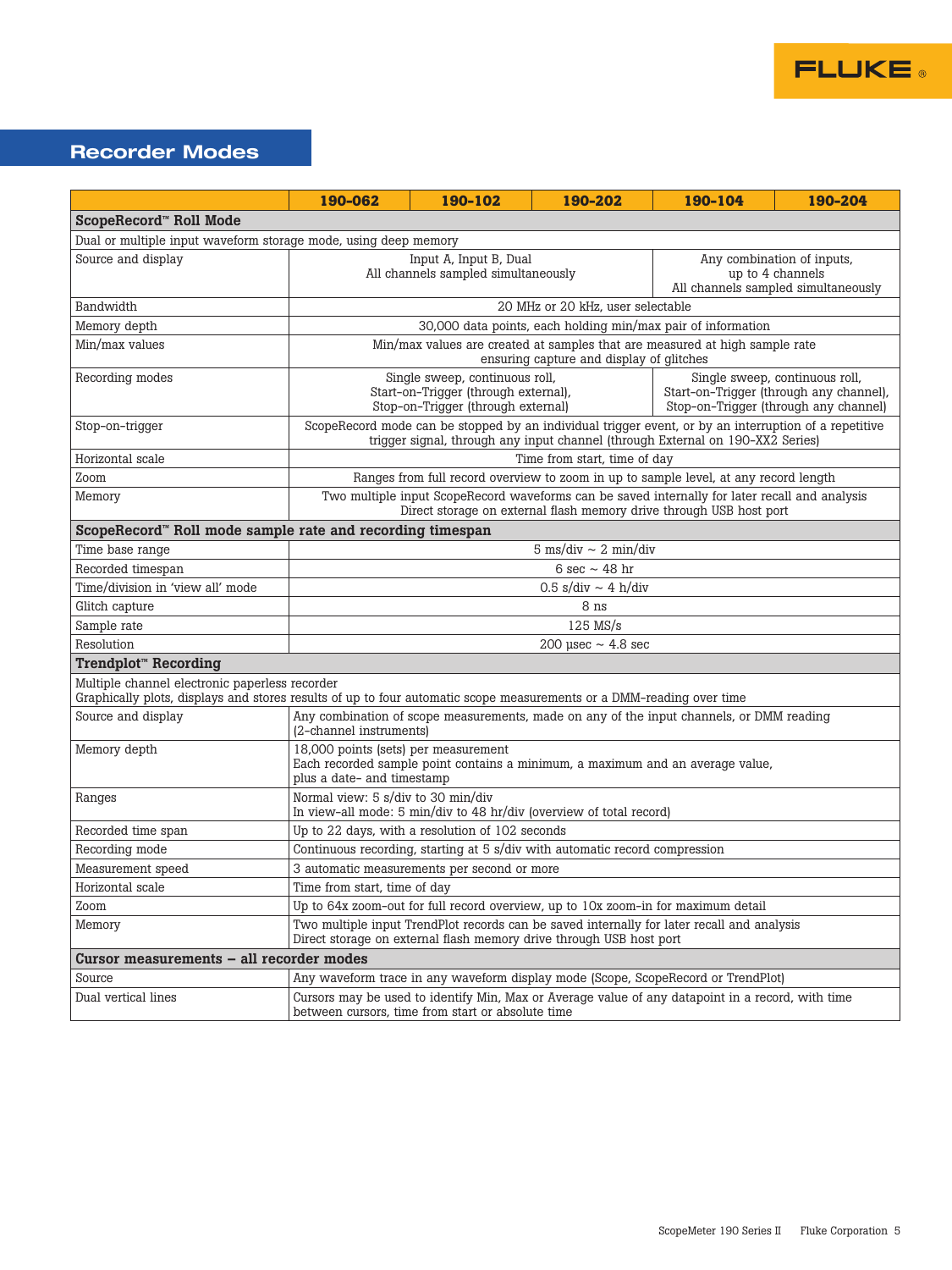## Recorder Modes

| | 190-062 | 190-102 | 190-202 | 190-104 | 190-204 |
|---|---|---|---|---|---|
| **ScopeRecord™ Roll Mode** | | | | | |
| Dual or multiple input waveform storage mode, using deep memory | | | | | |
| Source and display | Input A, Input B, Dual<br>All channels sampled simultaneously | | | Any combination of inputs, up to 4 channels<br>All channels sampled simultaneously | |
| Bandwidth | 20 MHz or 20 kHz, user selectable | | | | |
| Memory depth | 30,000 data points, each holding min/max pair of information | | | | |
| Min/max values | Min/max values are created at samples that are measured at high sample rate ensuring capture and display of glitches | | | | |
| Recording modes | Single sweep, continuous roll,<br>Start-on-Trigger (through external),<br>Stop-on-Trigger (through external) | | | Single sweep, continuous roll,<br>Start-on-Trigger (through any channel),<br>Stop-on-Trigger (through any channel) | |
| Stop-on-trigger | ScopeRecord mode can be stopped by an individual trigger event, or by an interruption of a repetitive trigger signal, through any input channel (through External on 190-XX2 Series) | | | | |
| Horizontal scale | Time from start, time of day | | | | |
| Zoom | Ranges from full record overview to zoom in up to sample level, at any record length | | | | |
| Memory | Two multiple input ScopeRecord waveforms can be saved internally for later recall and analysis<br>Direct storage on external flash memory drive through USB host port | | | | |
| **ScopeRecord™ Roll mode sample rate and recording timespan** | | | | | |
| Time base range | 5 ms/div ~ 2 min/div | | | | |
| Recorded timespan | 6 sec ~ 48 hr | | | | |
| Time/division in 'view all' mode | 0.5 s/div ~ 4 h/div | | | | |
| Glitch capture | 8 ns | | | | |
| Sample rate | 125 MS/s | | | | |
| Resolution | 200 µsec ~ 4.8 sec | | | | |
| **Trendplot™ Recording** | | | | | |
| Multiple channel electronic paperless recorder<br>Graphically plots, displays and stores results of up to four automatic scope measurements or a DMM-reading over time | | | | | |
| Source and display | Any combination of scope measurements, made on any of the input channels, or DMM reading (2-channel instruments) | | | | |
| Memory depth | 18,000 points (sets) per measurement<br>Each recorded sample point contains a minimum, a maximum and an average value, plus a date- and timestamp | | | | |
| Ranges | Normal view: 5 s/div to 30 min/div<br>In view-all mode: 5 min/div to 48 hr/div (overview of total record) | | | | |
| Recorded time span | Up to 22 days, with a resolution of 102 seconds | | | | |
| Recording mode | Continuous recording, starting at 5 s/div with automatic record compression | | | | |
| Measurement speed | 3 automatic measurements per second or more | | | | |
| Horizontal scale | Time from start, time of day | | | | |
| Zoom | Up to 64x zoom-out for full record overview, up to 10x zoom-in for maximum detail | | | | |
| Memory | Two multiple input TrendPlot records can be saved internally for later recall and analysis<br>Direct storage on external flash memory drive through USB host port | | | | |
| **Cursor measurements – all recorder modes** | | | | | |
| Source | Any waveform trace in any waveform display mode (Scope, ScopeRecord or TrendPlot) | | | | |
| Dual vertical lines | Cursors may be used to identify Min, Max or Average value of any datapoint in a record, with time between cursors, time from start or absolute time | | | | |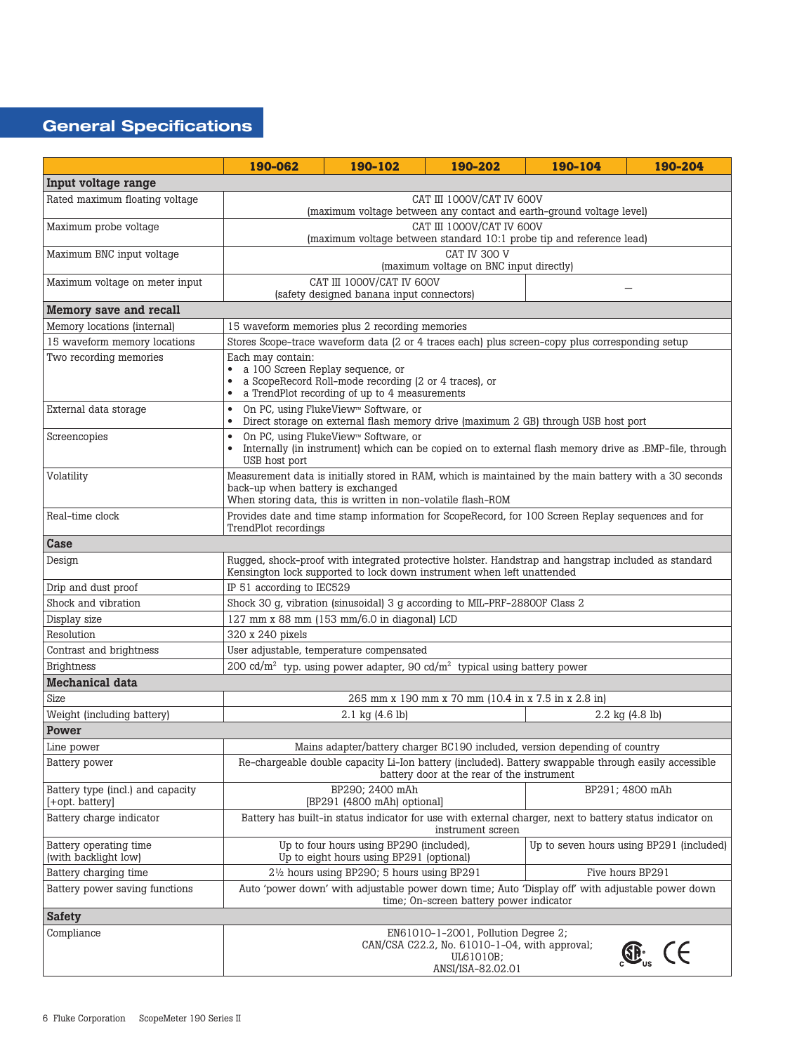## General Specifications

| | 190-062 | 190-102 | 190-202 | 190-104 | 190-204 |
|---|---|---|---|---|---|
| **Input voltage range** | | | | | |
| Rated maximum floating voltage | CAT III 1000V/CAT IV 600V (maximum voltage between any contact and earth-ground voltage level) | | | | |
| Maximum probe voltage | CAT III 1000V/CAT IV 600V (maximum voltage between standard 10:1 probe tip and reference lead) | | | | |
| Maximum BNC input voltage | CAT IV 300 V (maximum voltage on BNC input directly) | | | | |
| Maximum voltage on meter input | CAT III 1000V/CAT IV 600V (safety designed banana input connectors) | | | – | |
| **Memory save and recall** | | | | | |
| Memory locations (internal) | 15 waveform memories plus 2 recording memories | | | | |
| 15 waveform memory locations | Stores Scope-trace waveform data (2 or 4 traces each) plus screen-copy plus corresponding setup | | | | |
| Two recording memories | Each may contain:<br>• a 100 Screen Replay sequence, or<br>• a ScopeRecord Roll-mode recording (2 or 4 traces), or<br>• a TrendPlot recording of up to 4 measurements | | | | |
| External data storage | • On PC, using FlukeView™ Software, or<br>• Direct storage on external flash memory drive (maximum 2 GB) through USB host port | | | | |
| Screencopies | • On PC, using FlukeView™ Software, or<br>• Internally (in instrument) which can be copied on to external flash memory drive as .BMP-file, through USB host port | | | | |
| Volatility | Measurement data is initially stored in RAM, which is maintained by the main battery with a 30 seconds back-up when battery is exchanged<br>When storing data, this is written in non-volatile flash-ROM | | | | |
| Real-time clock | Provides date and time stamp information for ScopeRecord, for 100 Screen Replay sequences and for TrendPlot recordings | | | | |
| **Case** | | | | | |
| Design | Rugged, shock-proof with integrated protective holster. Handstrap and hangstrap included as standard<br>Kensington lock supported to lock down instrument when left unattended | | | | |
| Drip and dust proof | IP 51 according to IEC529 | | | | |
| Shock and vibration | Shock 30 g, vibration (sinusoidal) 3 g according to MIL-PRF-28800F Class 2 | | | | |
| Display size | 127 mm x 88 mm (153 mm/6.0 in diagonal) LCD | | | | |
| Resolution | 320 x 240 pixels | | | | |
| Contrast and brightness | User adjustable, temperature compensated | | | | |
| Brightness | 200 cd/m$^2$ typ. using power adapter, 90 cd/m$^2$ typical using battery power | | | | |
| **Mechanical data** | | | | | |
| Size | 265 mm x 190 mm x 70 mm (10.4 in x 7.5 in x 2.8 in) | | | | |
| Weight (including battery) | 2.1 kg (4.6 lb) | | | 2.2 kg (4.8 lb) | |
| **Power** | | | | | |
| Line power | Mains adapter/battery charger BC190 included, version depending of country | | | | |
| Battery power | Re-chargeable double capacity Li-Ion battery (included). Battery swappable through easily accessible battery door at the rear of the instrument | | | | |
| Battery type (incl.) and capacity [+opt. battery] | BP290; 2400 mAh [BP291 (4800 mAh) optional] | | | BP291; 4800 mAh | |
| Battery charge indicator | Battery has built-in status indicator for use with external charger, next to battery status indicator on instrument screen | | | | |
| Battery operating time (with backlight low) | Up to four hours using BP290 (included),<br>Up to eight hours using BP291 (optional) | | | Up to seven hours using BP291 (included) | |
| Battery charging time | 2½ hours using BP290; 5 hours using BP291 | | | Five hours BP291 | |
| Battery power saving functions | Auto 'power down' with adjustable power down time; Auto 'Display off' with adjustable power down time; On-screen battery power indicator | | | | |
| **Safety** | | | | | |
| Compliance | EN61010-1-2001, Pollution Degree 2;<br>CAN/CSA C22.2, No. 61010-1-04, with approval;<br>UL61010B;<br>ANSI/ISA-82.02.01 | | | | |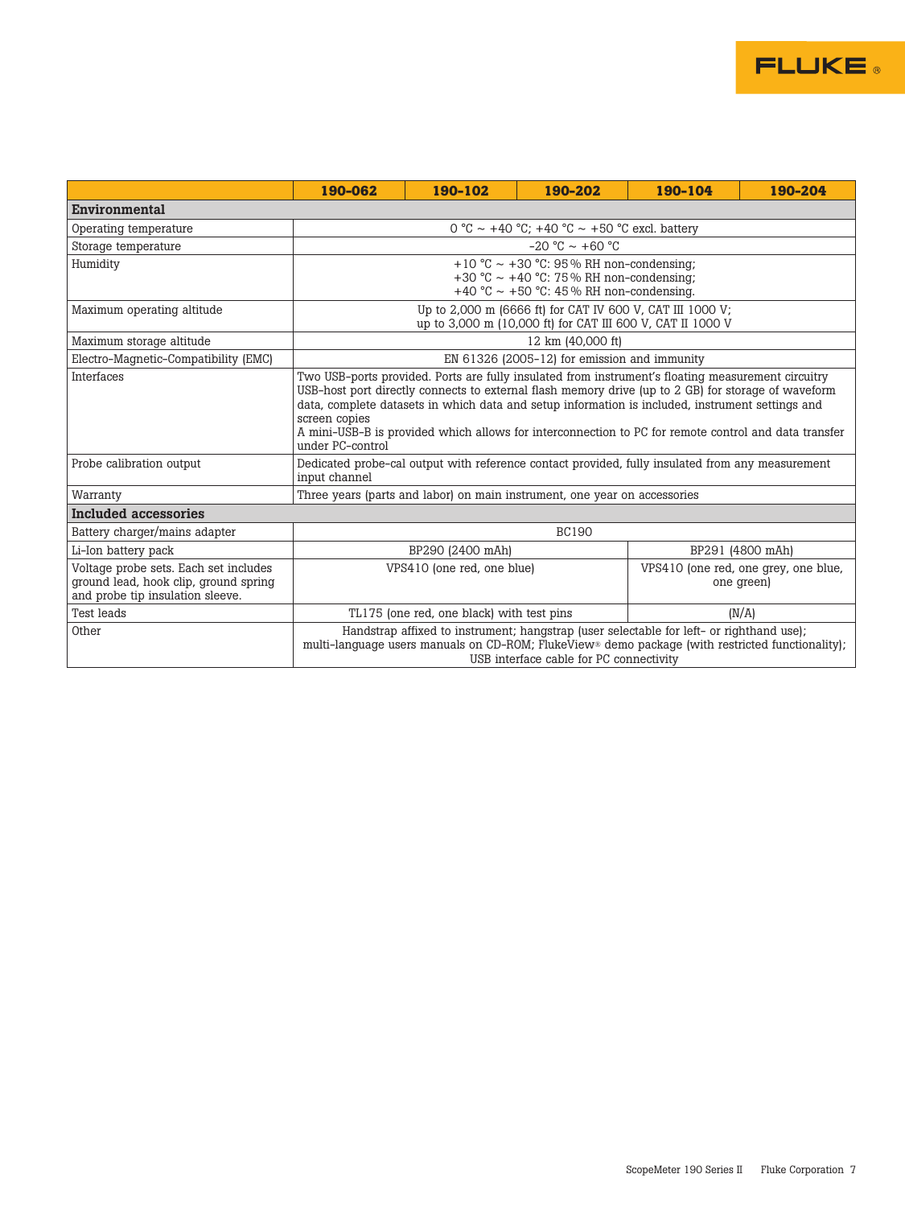| | 190-062 | 190-102 | 190-202 | 190-104 | 190-204 |
|---|---|---|---|---|---|
| **Environmental** | | | | | |
| Operating temperature | 0 °C ~ +40 °C; +40 °C ~ +50 °C excl. battery | | | | |
| Storage temperature | -20 °C ~ +60 °C | | | | |
| Humidity | +10 °C ~ +30 °C: 95 % RH non-condensing;<br>+30 °C ~ +40 °C: 75 % RH non-condensing;<br>+40 °C ~ +50 °C: 45 % RH non-condensing. | | | | |
| Maximum operating altitude | Up to 2,000 m (6666 ft) for CAT IV 600 V, CAT III 1000 V;<br>up to 3,000 m (10,000 ft) for CAT III 600 V, CAT II 1000 V | | | | |
| Maximum storage altitude | 12 km (40,000 ft) | | | | |
| Electro-Magnetic-Compatibility (EMC) | EN 61326 (2005-12) for emission and immunity | | | | |
| Interfaces | Two USB-ports provided. Ports are fully insulated from instrument's floating measurement circuitry USB-host port directly connects to external flash memory drive (up to 2 GB) for storage of waveform data, complete datasets in which data and setup information is included, instrument settings and screen copies<br>A mini-USB-B is provided which allows for interconnection to PC for remote control and data transfer under PC-control | | | | |
| Probe calibration output | Dedicated probe-cal output with reference contact provided, fully insulated from any measurement input channel | | | | |
| Warranty | Three years (parts and labor) on main instrument, one year on accessories | | | | |
| **Included accessories** | | | | | |
| Battery charger/mains adapter | BC190 | | | | |
| Li-Ion battery pack | BP290 (2400 mAh) | | | BP291 (4800 mAh) | |
| Voltage probe sets. Each set includes ground lead, hook clip, ground spring and probe tip insulation sleeve. | VPS410 (one red, one blue) | | | VPS410 (one red, one grey, one blue, one green) | |
| Test leads | TL175 (one red, one black) with test pins | | | (N/A) | |
| Other | Handstrap affixed to instrument; hangstrap (user selectable for left- or righthand use);<br>multi-language users manuals on CD-ROM; FlukeView® demo package (with restricted functionality);<br>USB interface cable for PC connectivity | | | | |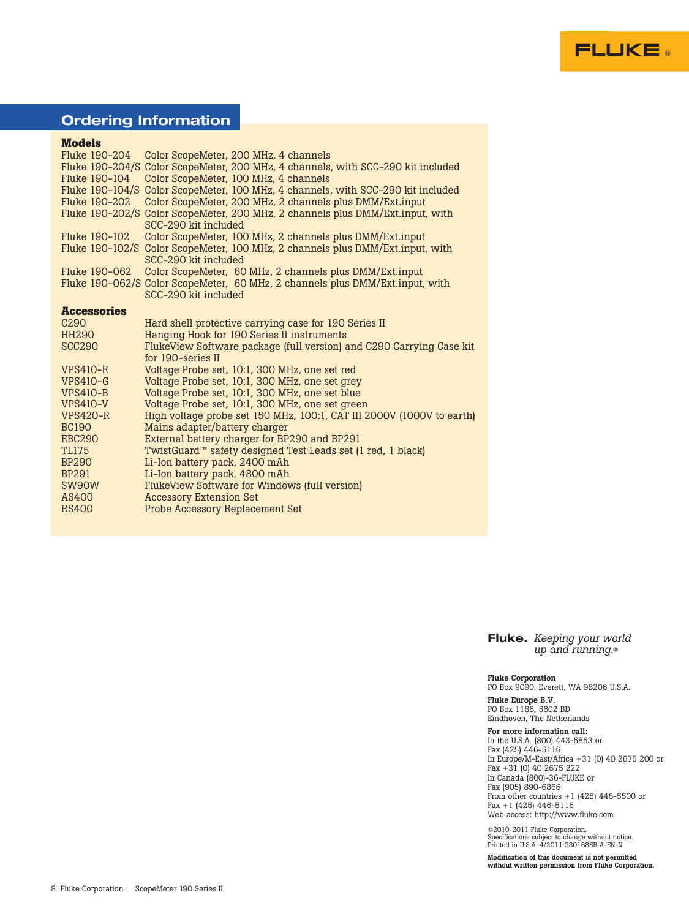FLUKE ®

## Ordering Information

### Models

| | |
|---|---|
| Fluke 190-204 | Color ScopeMeter, 200 MHz, 4 channels |
| Fluke 190-204/S | Color ScopeMeter, 200 MHz, 4 channels, with SCC-290 kit included |
| Fluke 190-104 | Color ScopeMeter, 100 MHz, 4 channels |
| Fluke 190-104/S | Color ScopeMeter, 100 MHz, 4 channels, with SCC-290 kit included |
| Fluke 190-202 | Color ScopeMeter, 200 MHz, 2 channels plus DMM/Ext.input |
| Fluke 190-202/S | Color ScopeMeter, 200 MHz, 2 channels plus DMM/Ext.input, with SCC-290 kit included |
| Fluke 190-102 | Color ScopeMeter, 100 MHz, 2 channels plus DMM/Ext.input |
| Fluke 190-102/S | Color ScopeMeter, 100 MHz, 2 channels plus DMM/Ext.input, with SCC-290 kit included |
| Fluke 190-062 | Color ScopeMeter, 60 MHz, 2 channels plus DMM/Ext.input |
| Fluke 190-062/S | Color ScopeMeter, 60 MHz, 2 channels plus DMM/Ext.input, with SCC-290 kit included |

### Accessories

| | |
|---|---|
| C290 | Hard shell protective carrying case for 190 Series II |
| HH290 | Hanging Hook for 190 Series II instruments |
| SCC290 | FlukeView Software package (full version) and C290 Carrying Case kit for 190-series II |
| VPS410-R | Voltage Probe set, 10:1, 300 MHz, one set red |
| VPS410-G | Voltage Probe set, 10:1, 300 MHz, one set grey |
| VPS410-B | Voltage Probe set, 10:1, 300 MHz, one set blue |
| VPS410-V | Voltage Probe set, 10:1, 300 MHz, one set green |
| VPS420-R | High voltage probe set 150 MHz, 100:1, CAT III 2000V (1000V to earth) |
| BC190 | Mains adapter/battery charger |
| EBC290 | External battery charger for BP290 and BP291 |
| TL175 | TwistGuard™ safety designed Test Leads set (1 red, 1 black) |
| BP290 | Li-Ion battery pack, 2400 mAh |
| BP291 | Li-Ion battery pack, 4800 mAh |
| SW90W | FlukeView Software for Windows (full version) |
| AS400 | Accessory Extension Set |
| RS400 | Probe Accessory Replacement Set |

**Fluke.** *Keeping your world up and running.®*

**Fluke Corporation**
PO Box 9090, Everett, WA 98206 U.S.A.

**Fluke Europe B.V.**
PO Box 1186, 5602 BD
Eindhoven, The Netherlands

**For more information call:**
In the U.S.A. (800) 443-5853 or
Fax (425) 446-5116
In Europe/M-East/Africa +31 (0) 40 2675 200 or
Fax +31 (0) 40 2675 222
In Canada (800)-36-FLUKE or
Fax (905) 890-6866
From other countries +1 (425) 446-5500 or
Fax +1 (425) 446-5116
Web access: http://www.fluke.com

©2010-2011 Fluke Corporation.
Specifications subject to change without notice.
Printed in U.S.A. 4/2011 3801685B A-EN-N

**Modification of this document is not permitted without written permission from Fluke Corporation.**